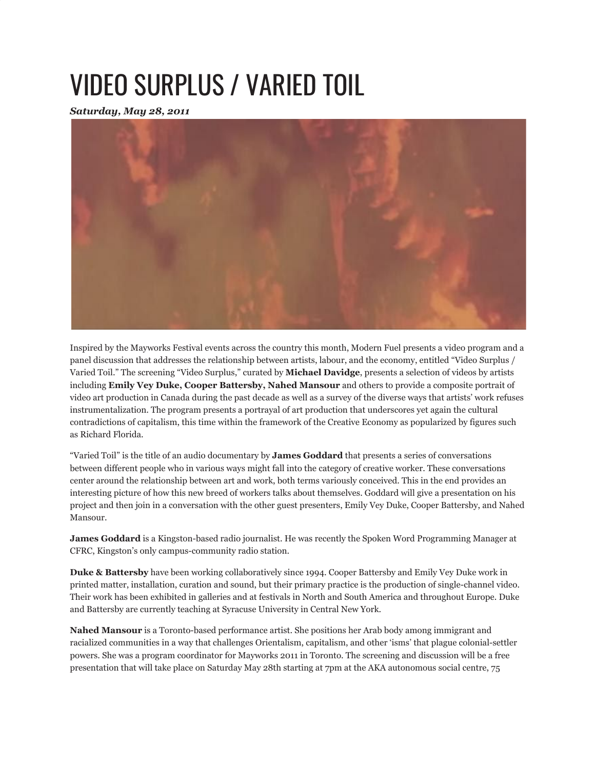# VIDEO SURPLUS / VARIED TOIL

***Saturday, May 28, 2011***

Inspired by the Mayworks Festival events across the country this month, Modern Fuel presents a video program and a panel discussion that addresses the relationship between artists, labour, and the economy, entitled "Video Surplus / Varied Toil." The screening "Video Surplus," curated by **Michael Davidge**, presents a selection of videos by artists including **Emily Vey Duke, Cooper Battersby, Nahed Mansour** and others to provide a composite portrait of video art production in Canada during the past decade as well as a survey of the diverse ways that artists' work refuses instrumentalization. The program presents a portrayal of art production that underscores yet again the cultural contradictions of capitalism, this time within the framework of the Creative Economy as popularized by figures such as Richard Florida.

"Varied Toil" is the title of an audio documentary by **James Goddard** that presents a series of conversations between different people who in various ways might fall into the category of creative worker. These conversations center around the relationship between art and work, both terms variously conceived. This in the end provides an interesting picture of how this new breed of workers talks about themselves. Goddard will give a presentation on his project and then join in a conversation with the other guest presenters, Emily Vey Duke, Cooper Battersby, and Nahed Mansour.

**James Goddard** is a Kingston-based radio journalist. He was recently the Spoken Word Programming Manager at CFRC, Kingston's only campus-community radio station.

**Duke & Battersby** have been working collaboratively since 1994. Cooper Battersby and Emily Vey Duke work in printed matter, installation, curation and sound, but their primary practice is the production of single-channel video. Their work has been exhibited in galleries and at festivals in North and South America and throughout Europe. Duke and Battersby are currently teaching at Syracuse University in Central New York.

**Nahed Mansour** is a Toronto-based performance artist. She positions her Arab body among immigrant and racialized communities in a way that challenges Orientalism, capitalism, and other 'isms' that plague colonial-settler powers. She was a program coordinator for Mayworks 2011 in Toronto. The screening and discussion will be a free presentation that will take place on Saturday May 28th starting at 7pm at the AKA autonomous social centre, 75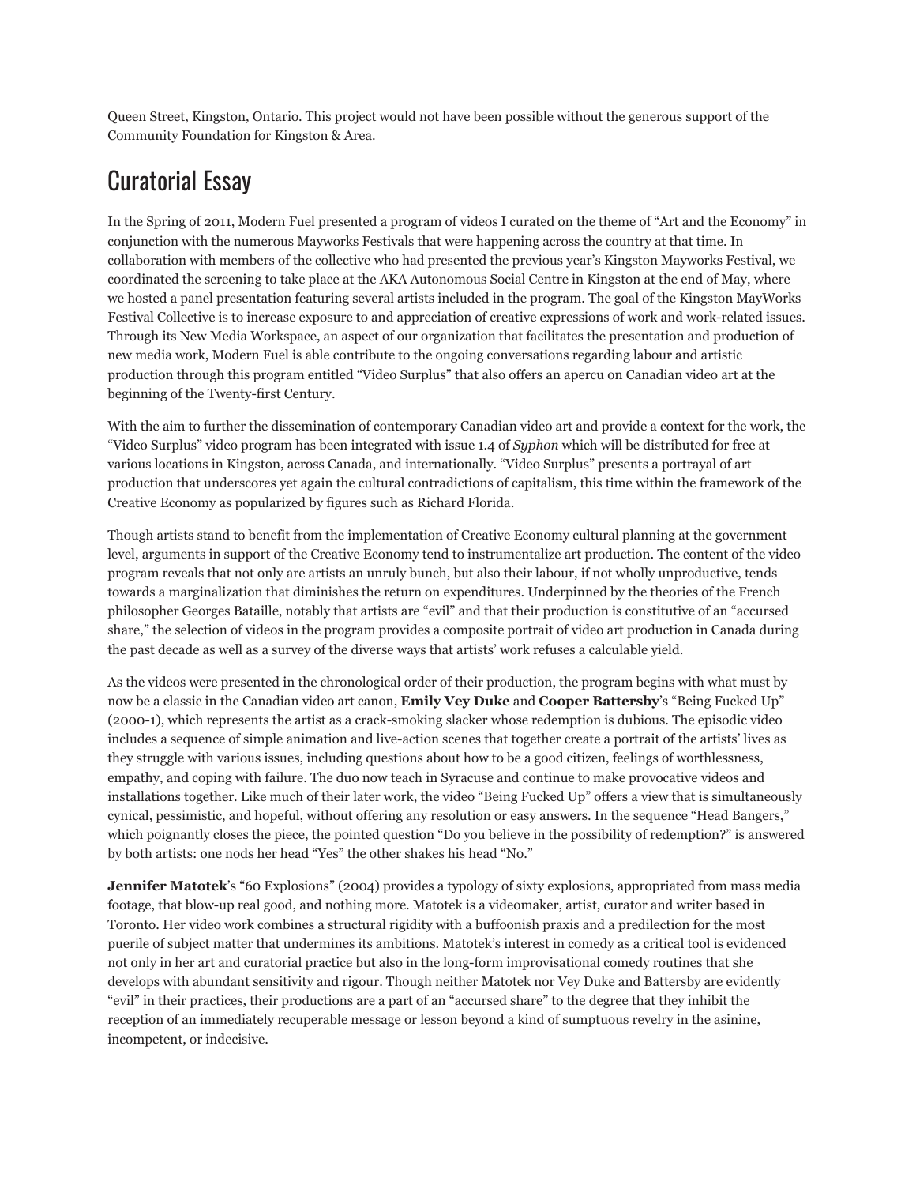Queen Street, Kingston, Ontario. This project would not have been possible without the generous support of the Community Foundation for Kingston & Area.

## Curatorial Essay

In the Spring of 2011, Modern Fuel presented a program of videos I curated on the theme of "Art and the Economy" in conjunction with the numerous Mayworks Festivals that were happening across the country at that time. In collaboration with members of the collective who had presented the previous year's Kingston Mayworks Festival, we coordinated the screening to take place at the AKA Autonomous Social Centre in Kingston at the end of May, where we hosted a panel presentation featuring several artists included in the program. The goal of the Kingston MayWorks Festival Collective is to increase exposure to and appreciation of creative expressions of work and work-related issues. Through its New Media Workspace, an aspect of our organization that facilitates the presentation and production of new media work, Modern Fuel is able contribute to the ongoing conversations regarding labour and artistic production through this program entitled "Video Surplus" that also offers an apercu on Canadian video art at the beginning of the Twenty-first Century.

With the aim to further the dissemination of contemporary Canadian video art and provide a context for the work, the "Video Surplus" video program has been integrated with issue 1.4 of *Syphon* which will be distributed for free at various locations in Kingston, across Canada, and internationally. "Video Surplus" presents a portrayal of art production that underscores yet again the cultural contradictions of capitalism, this time within the framework of the Creative Economy as popularized by figures such as Richard Florida.

Though artists stand to benefit from the implementation of Creative Economy cultural planning at the government level, arguments in support of the Creative Economy tend to instrumentalize art production. The content of the video program reveals that not only are artists an unruly bunch, but also their labour, if not wholly unproductive, tends towards a marginalization that diminishes the return on expenditures. Underpinned by the theories of the French philosopher Georges Bataille, notably that artists are "evil" and that their production is constitutive of an "accursed share," the selection of videos in the program provides a composite portrait of video art production in Canada during the past decade as well as a survey of the diverse ways that artists' work refuses a calculable yield.

As the videos were presented in the chronological order of their production, the program begins with what must by now be a classic in the Canadian video art canon, **Emily Vey Duke** and **Cooper Battersby**'s "Being Fucked Up" (2000-1), which represents the artist as a crack-smoking slacker whose redemption is dubious. The episodic video includes a sequence of simple animation and live-action scenes that together create a portrait of the artists' lives as they struggle with various issues, including questions about how to be a good citizen, feelings of worthlessness, empathy, and coping with failure. The duo now teach in Syracuse and continue to make provocative videos and installations together. Like much of their later work, the video "Being Fucked Up" offers a view that is simultaneously cynical, pessimistic, and hopeful, without offering any resolution or easy answers. In the sequence "Head Bangers," which poignantly closes the piece, the pointed question "Do you believe in the possibility of redemption?" is answered by both artists: one nods her head "Yes" the other shakes his head "No."

**Jennifer Matotek**'s "60 Explosions" (2004) provides a typology of sixty explosions, appropriated from mass media footage, that blow-up real good, and nothing more. Matotek is a videomaker, artist, curator and writer based in Toronto. Her video work combines a structural rigidity with a buffoonish praxis and a predilection for the most puerile of subject matter that undermines its ambitions. Matotek's interest in comedy as a critical tool is evidenced not only in her art and curatorial practice but also in the long-form improvisational comedy routines that she develops with abundant sensitivity and rigour. Though neither Matotek nor Vey Duke and Battersby are evidently "evil" in their practices, their productions are a part of an "accursed share" to the degree that they inhibit the reception of an immediately recuperable message or lesson beyond a kind of sumptuous revelry in the asinine, incompetent, or indecisive.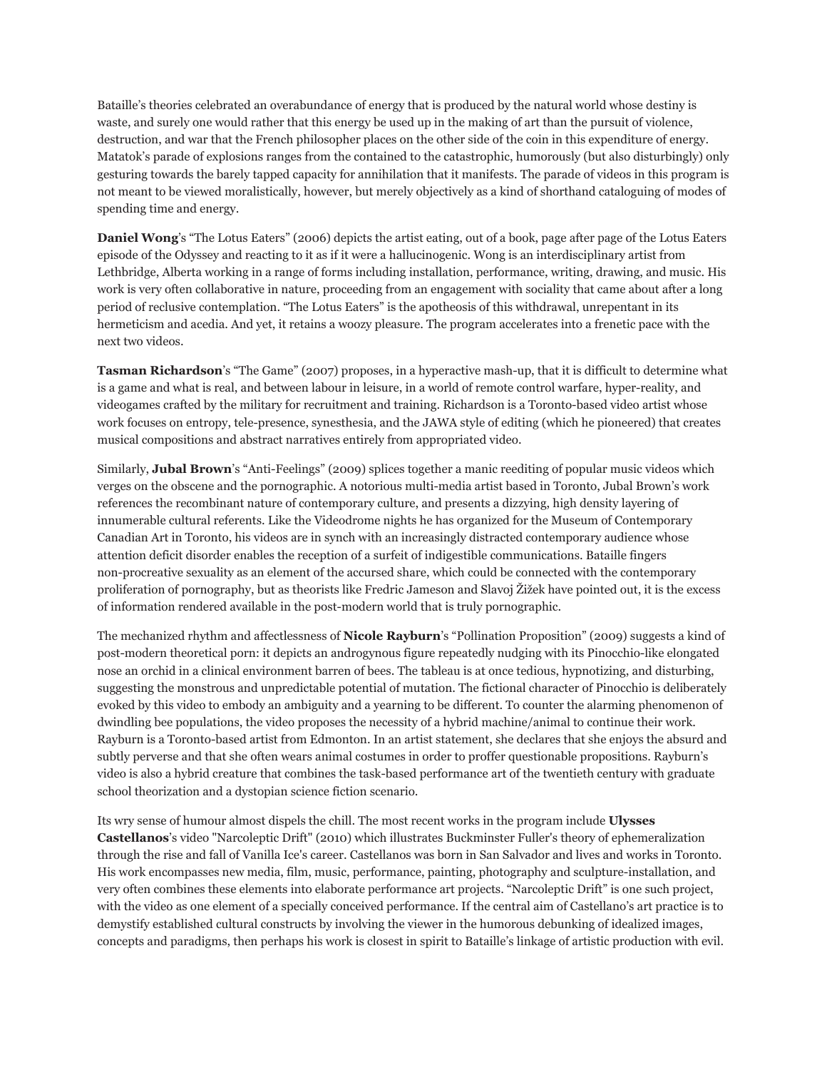Bataille's theories celebrated an overabundance of energy that is produced by the natural world whose destiny is waste, and surely one would rather that this energy be used up in the making of art than the pursuit of violence, destruction, and war that the French philosopher places on the other side of the coin in this expenditure of energy. Matatok's parade of explosions ranges from the contained to the catastrophic, humorously (but also disturbingly) only gesturing towards the barely tapped capacity for annihilation that it manifests. The parade of videos in this program is not meant to be viewed moralistically, however, but merely objectively as a kind of shorthand cataloguing of modes of spending time and energy.

**Daniel Wong**'s "The Lotus Eaters" (2006) depicts the artist eating, out of a book, page after page of the Lotus Eaters episode of the Odyssey and reacting to it as if it were a hallucinogenic. Wong is an interdisciplinary artist from Lethbridge, Alberta working in a range of forms including installation, performance, writing, drawing, and music. His work is very often collaborative in nature, proceeding from an engagement with sociality that came about after a long period of reclusive contemplation. "The Lotus Eaters" is the apotheosis of this withdrawal, unrepentant in its hermeticism and acedia. And yet, it retains a woozy pleasure. The program accelerates into a frenetic pace with the next two videos.

**Tasman Richardson**'s "The Game" (2007) proposes, in a hyperactive mash-up, that it is difficult to determine what is a game and what is real, and between labour in leisure, in a world of remote control warfare, hyper-reality, and videogames crafted by the military for recruitment and training. Richardson is a Toronto-based video artist whose work focuses on entropy, tele-presence, synesthesia, and the JAWA style of editing (which he pioneered) that creates musical compositions and abstract narratives entirely from appropriated video.

Similarly, **Jubal Brown**'s "Anti-Feelings" (2009) splices together a manic reediting of popular music videos which verges on the obscene and the pornographic. A notorious multi-media artist based in Toronto, Jubal Brown's work references the recombinant nature of contemporary culture, and presents a dizzying, high density layering of innumerable cultural referents. Like the Videodrome nights he has organized for the Museum of Contemporary Canadian Art in Toronto, his videos are in synch with an increasingly distracted contemporary audience whose attention deficit disorder enables the reception of a surfeit of indigestible communications. Bataille fingers non-procreative sexuality as an element of the accursed share, which could be connected with the contemporary proliferation of pornography, but as theorists like Fredric Jameson and Slavoj Žižek have pointed out, it is the excess of information rendered available in the post-modern world that is truly pornographic.

The mechanized rhythm and affectlessness of **Nicole Rayburn**'s "Pollination Proposition" (2009) suggests a kind of post-modern theoretical porn: it depicts an androgynous figure repeatedly nudging with its Pinocchio-like elongated nose an orchid in a clinical environment barren of bees. The tableau is at once tedious, hypnotizing, and disturbing, suggesting the monstrous and unpredictable potential of mutation. The fictional character of Pinocchio is deliberately evoked by this video to embody an ambiguity and a yearning to be different. To counter the alarming phenomenon of dwindling bee populations, the video proposes the necessity of a hybrid machine/animal to continue their work. Rayburn is a Toronto-based artist from Edmonton. In an artist statement, she declares that she enjoys the absurd and subtly perverse and that she often wears animal costumes in order to proffer questionable propositions. Rayburn's video is also a hybrid creature that combines the task-based performance art of the twentieth century with graduate school theorization and a dystopian science fiction scenario.

Its wry sense of humour almost dispels the chill. The most recent works in the program include **Ulysses Castellanos**'s video "Narcoleptic Drift" (2010) which illustrates Buckminster Fuller's theory of ephemeralization through the rise and fall of Vanilla Ice's career. Castellanos was born in San Salvador and lives and works in Toronto. His work encompasses new media, film, music, performance, painting, photography and sculpture-installation, and very often combines these elements into elaborate performance art projects. "Narcoleptic Drift" is one such project, with the video as one element of a specially conceived performance. If the central aim of Castellano's art practice is to demystify established cultural constructs by involving the viewer in the humorous debunking of idealized images, concepts and paradigms, then perhaps his work is closest in spirit to Bataille's linkage of artistic production with evil.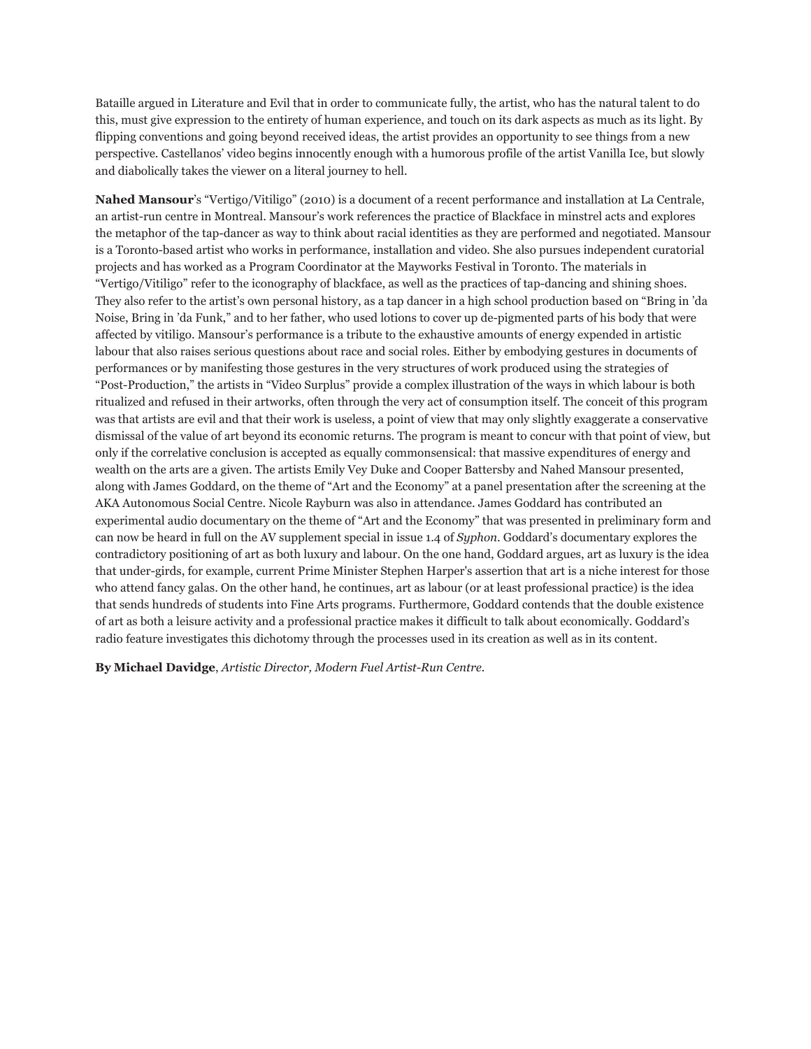Bataille argued in Literature and Evil that in order to communicate fully, the artist, who has the natural talent to do this, must give expression to the entirety of human experience, and touch on its dark aspects as much as its light. By flipping conventions and going beyond received ideas, the artist provides an opportunity to see things from a new perspective. Castellanos' video begins innocently enough with a humorous profile of the artist Vanilla Ice, but slowly and diabolically takes the viewer on a literal journey to hell.

**Nahed Mansour**'s "Vertigo/Vitiligo" (2010) is a document of a recent performance and installation at La Centrale, an artist-run centre in Montreal. Mansour's work references the practice of Blackface in minstrel acts and explores the metaphor of the tap-dancer as way to think about racial identities as they are performed and negotiated. Mansour is a Toronto-based artist who works in performance, installation and video. She also pursues independent curatorial projects and has worked as a Program Coordinator at the Mayworks Festival in Toronto. The materials in "Vertigo/Vitiligo" refer to the iconography of blackface, as well as the practices of tap-dancing and shining shoes. They also refer to the artist's own personal history, as a tap dancer in a high school production based on "Bring in 'da Noise, Bring in 'da Funk," and to her father, who used lotions to cover up de-pigmented parts of his body that were affected by vitiligo. Mansour's performance is a tribute to the exhaustive amounts of energy expended in artistic labour that also raises serious questions about race and social roles. Either by embodying gestures in documents of performances or by manifesting those gestures in the very structures of work produced using the strategies of "Post-Production," the artists in "Video Surplus" provide a complex illustration of the ways in which labour is both ritualized and refused in their artworks, often through the very act of consumption itself. The conceit of this program was that artists are evil and that their work is useless, a point of view that may only slightly exaggerate a conservative dismissal of the value of art beyond its economic returns. The program is meant to concur with that point of view, but only if the correlative conclusion is accepted as equally commonsensical: that massive expenditures of energy and wealth on the arts are a given. The artists Emily Vey Duke and Cooper Battersby and Nahed Mansour presented, along with James Goddard, on the theme of "Art and the Economy" at a panel presentation after the screening at the AKA Autonomous Social Centre. Nicole Rayburn was also in attendance. James Goddard has contributed an experimental audio documentary on the theme of "Art and the Economy" that was presented in preliminary form and can now be heard in full on the AV supplement special in issue 1.4 of *Syphon*. Goddard's documentary explores the contradictory positioning of art as both luxury and labour. On the one hand, Goddard argues, art as luxury is the idea that under-girds, for example, current Prime Minister Stephen Harper's assertion that art is a niche interest for those who attend fancy galas. On the other hand, he continues, art as labour (or at least professional practice) is the idea that sends hundreds of students into Fine Arts programs. Furthermore, Goddard contends that the double existence of art as both a leisure activity and a professional practice makes it difficult to talk about economically. Goddard's radio feature investigates this dichotomy through the processes used in its creation as well as in its content.

**By Michael Davidge**, *Artistic Director, Modern Fuel Artist-Run Centre.*